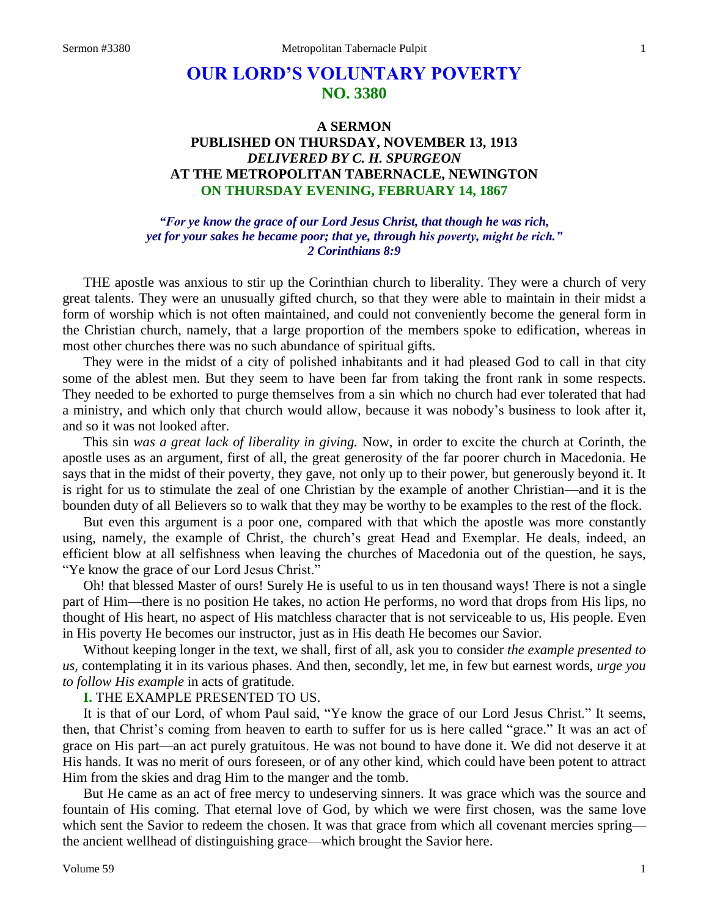# OUR LORD'S VOLUNTARY POVERTY
## NO. 3380

### A SERMON
### PUBLISHED ON THURSDAY, NOVEMBER 13, 1913
### *DELIVERED BY C. H. SPURGEON*
### AT THE METROPOLITAN TABERNACLE, NEWINGTON
### ON THURSDAY EVENING, FEBRUARY 14, 1867

*"For ye know the grace of our Lord Jesus Christ, that though he was rich, yet for your sakes he became poor; that ye, through his poverty, might be rich." 2 Corinthians 8:9*

THE apostle was anxious to stir up the Corinthian church to liberality. They were a church of very great talents. They were an unusually gifted church, so that they were able to maintain in their midst a form of worship which is not often maintained, and could not conveniently become the general form in the Christian church, namely, that a large proportion of the members spoke to edification, whereas in most other churches there was no such abundance of spiritual gifts.

They were in the midst of a city of polished inhabitants and it had pleased God to call in that city some of the ablest men. But they seem to have been far from taking the front rank in some respects. They needed to be exhorted to purge themselves from a sin which no church had ever tolerated that had a ministry, and which only that church would allow, because it was nobody's business to look after it, and so it was not looked after.

This sin *was a great lack of liberality in giving.* Now, in order to excite the church at Corinth, the apostle uses as an argument, first of all, the great generosity of the far poorer church in Macedonia. He says that in the midst of their poverty, they gave, not only up to their power, but generously beyond it. It is right for us to stimulate the zeal of one Christian by the example of another Christian—and it is the bounden duty of all Believers so to walk that they may be worthy to be examples to the rest of the flock.

But even this argument is a poor one, compared with that which the apostle was more constantly using, namely, the example of Christ, the church's great Head and Exemplar. He deals, indeed, an efficient blow at all selfishness when leaving the churches of Macedonia out of the question, he says, "Ye know the grace of our Lord Jesus Christ."

Oh! that blessed Master of ours! Surely He is useful to us in ten thousand ways! There is not a single part of Him—there is no position He takes, no action He performs, no word that drops from His lips, no thought of His heart, no aspect of His matchless character that is not serviceable to us, His people. Even in His poverty He becomes our instructor, just as in His death He becomes our Savior.

Without keeping longer in the text, we shall, first of all, ask you to consider *the example presented to us,* contemplating it in its various phases. And then, secondly, let me, in few but earnest words, *urge you to follow His example* in acts of gratitude.

**I.** THE EXAMPLE PRESENTED TO US.

It is that of our Lord, of whom Paul said, "Ye know the grace of our Lord Jesus Christ." It seems, then, that Christ's coming from heaven to earth to suffer for us is here called "grace." It was an act of grace on His part—an act purely gratuitous. He was not bound to have done it. We did not deserve it at His hands. It was no merit of ours foreseen, or of any other kind, which could have been potent to attract Him from the skies and drag Him to the manger and the tomb.

But He came as an act of free mercy to undeserving sinners. It was grace which was the source and fountain of His coming. That eternal love of God, by which we were first chosen, was the same love which sent the Savior to redeem the chosen. It was that grace from which all covenant mercies spring—the ancient wellhead of distinguishing grace—which brought the Savior here.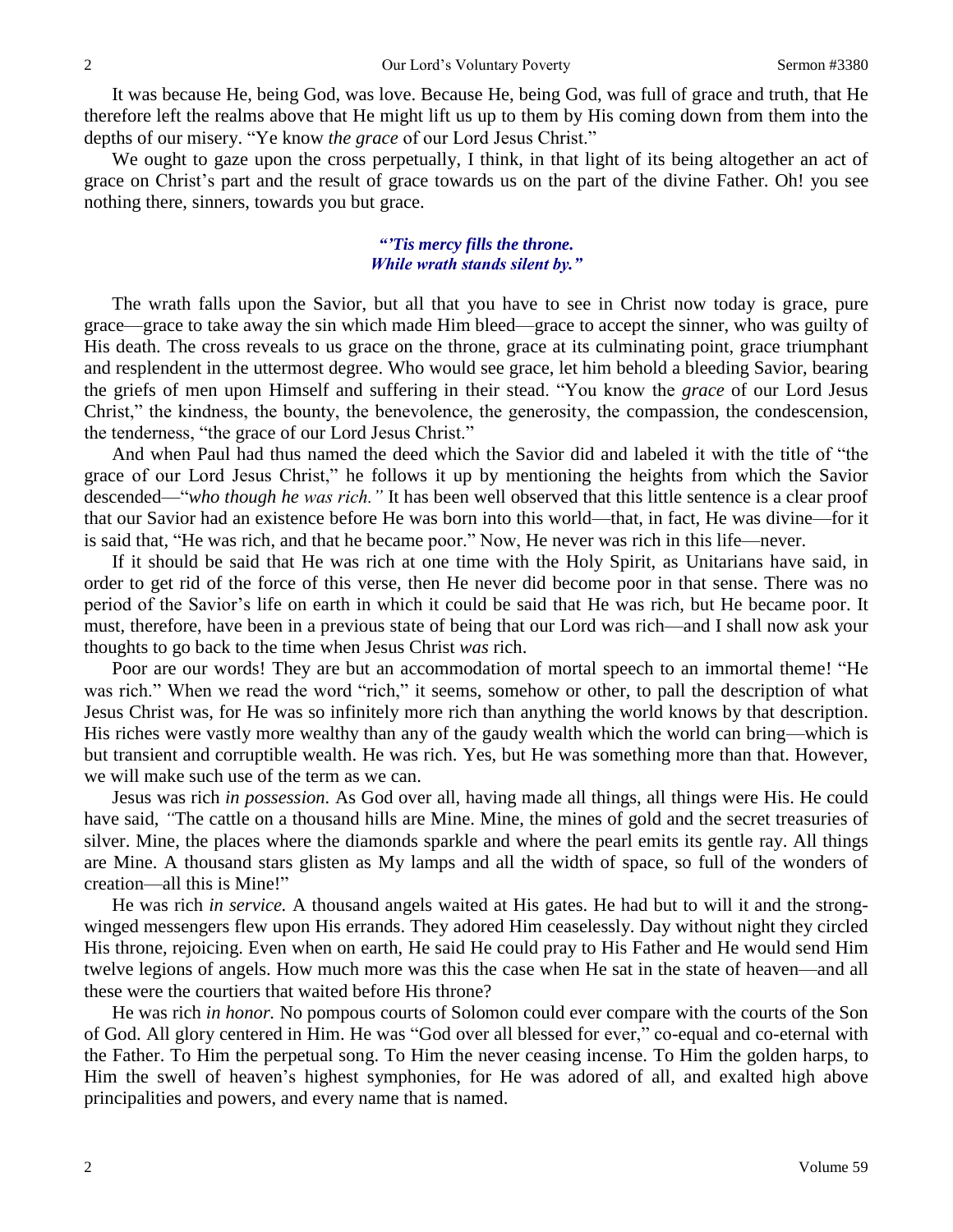It was because He, being God, was love. Because He, being God, was full of grace and truth, that He therefore left the realms above that He might lift us up to them by His coming down from them into the depths of our misery. "Ye know *the grace* of our Lord Jesus Christ."

We ought to gaze upon the cross perpetually, I think, in that light of its being altogether an act of grace on Christ's part and the result of grace towards us on the part of the divine Father. Oh! you see nothing there, sinners, towards you but grace.

> ***"'Tis mercy fills the throne.***
> ***While wrath stands silent by."***

The wrath falls upon the Savior, but all that you have to see in Christ now today is grace, pure grace—grace to take away the sin which made Him bleed—grace to accept the sinner, who was guilty of His death. The cross reveals to us grace on the throne, grace at its culminating point, grace triumphant and resplendent in the uttermost degree. Who would see grace, let him behold a bleeding Savior, bearing the griefs of men upon Himself and suffering in their stead. "You know the *grace* of our Lord Jesus Christ," the kindness, the bounty, the benevolence, the generosity, the compassion, the condescension, the tenderness, "the grace of our Lord Jesus Christ."

And when Paul had thus named the deed which the Savior did and labeled it with the title of "the grace of our Lord Jesus Christ," he follows it up by mentioning the heights from which the Savior descended—"*who though he was rich."* It has been well observed that this little sentence is a clear proof that our Savior had an existence before He was born into this world—that, in fact, He was divine—for it is said that, "He was rich, and that he became poor." Now, He never was rich in this life—never.

If it should be said that He was rich at one time with the Holy Spirit, as Unitarians have said, in order to get rid of the force of this verse, then He never did become poor in that sense. There was no period of the Savior's life on earth in which it could be said that He was rich, but He became poor. It must, therefore, have been in a previous state of being that our Lord was rich—and I shall now ask your thoughts to go back to the time when Jesus Christ *was* rich.

Poor are our words! They are but an accommodation of mortal speech to an immortal theme! "He was rich." When we read the word "rich," it seems, somehow or other, to pall the description of what Jesus Christ was, for He was so infinitely more rich than anything the world knows by that description. His riches were vastly more wealthy than any of the gaudy wealth which the world can bring—which is but transient and corruptible wealth. He was rich. Yes, but He was something more than that. However, we will make such use of the term as we can.

Jesus was rich *in possession.* As God over all, having made all things, all things were His. He could have said, *"*The cattle on a thousand hills are Mine. Mine, the mines of gold and the secret treasuries of silver. Mine, the places where the diamonds sparkle and where the pearl emits its gentle ray. All things are Mine. A thousand stars glisten as My lamps and all the width of space, so full of the wonders of creation—all this is Mine!"

He was rich *in service.* A thousand angels waited at His gates. He had but to will it and the strong-winged messengers flew upon His errands. They adored Him ceaselessly. Day without night they circled His throne, rejoicing. Even when on earth, He said He could pray to His Father and He would send Him twelve legions of angels. How much more was this the case when He sat in the state of heaven—and all these were the courtiers that waited before His throne?

He was rich *in honor.* No pompous courts of Solomon could ever compare with the courts of the Son of God. All glory centered in Him. He was "God over all blessed for ever," co-equal and co-eternal with the Father. To Him the perpetual song. To Him the never ceasing incense. To Him the golden harps, to Him the swell of heaven's highest symphonies, for He was adored of all, and exalted high above principalities and powers, and every name that is named.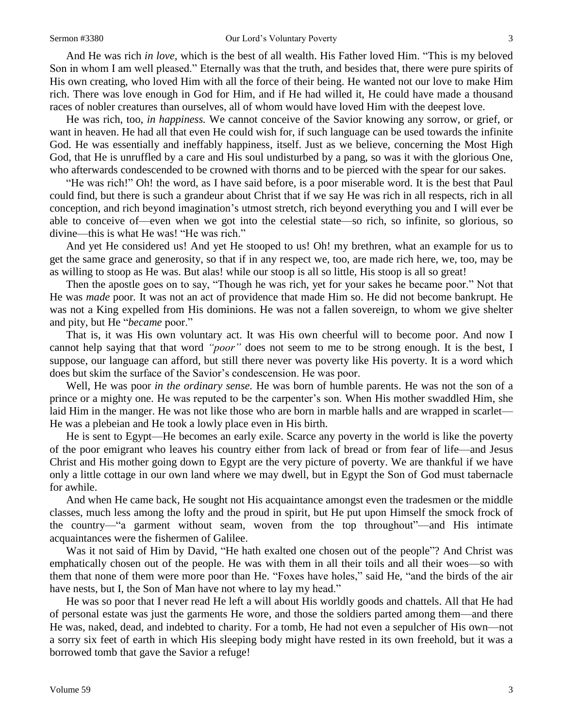And He was rich *in love*, which is the best of all wealth. His Father loved Him. "This is my beloved Son in whom I am well pleased." Eternally was that the truth, and besides that, there were pure spirits of His own creating, who loved Him with all the force of their being. He wanted not our love to make Him rich. There was love enough in God for Him, and if He had willed it, He could have made a thousand races of nobler creatures than ourselves, all of whom would have loved Him with the deepest love.

He was rich, too, *in happiness.* We cannot conceive of the Savior knowing any sorrow, or grief, or want in heaven. He had all that even He could wish for, if such language can be used towards the infinite God. He was essentially and ineffably happiness, itself. Just as we believe, concerning the Most High God, that He is unruffled by a care and His soul undisturbed by a pang, so was it with the glorious One, who afterwards condescended to be crowned with thorns and to be pierced with the spear for our sakes.

"He was rich!" Oh! the word, as I have said before, is a poor miserable word. It is the best that Paul could find, but there is such a grandeur about Christ that if we say He was rich in all respects, rich in all conception, and rich beyond imagination's utmost stretch, rich beyond everything you and I will ever be able to conceive of—even when we got into the celestial state—so rich, so infinite, so glorious, so divine—this is what He was! "He was rich."

And yet He considered us! And yet He stooped to us! Oh! my brethren, what an example for us to get the same grace and generosity, so that if in any respect we, too, are made rich here, we, too, may be as willing to stoop as He was. But alas! while our stoop is all so little, His stoop is all so great!

Then the apostle goes on to say, "Though he was rich, yet for your sakes he became poor." Not that He was *made* poor. It was not an act of providence that made Him so. He did not become bankrupt. He was not a King expelled from His dominions. He was not a fallen sovereign, to whom we give shelter and pity, but He "*became* poor."

That is, it was His own voluntary act. It was His own cheerful will to become poor. And now I cannot help saying that that word *"poor"* does not seem to me to be strong enough. It is the best, I suppose, our language can afford, but still there never was poverty like His poverty. It is a word which does but skim the surface of the Savior's condescension. He was poor.

Well, He was poor *in the ordinary sense.* He was born of humble parents. He was not the son of a prince or a mighty one. He was reputed to be the carpenter's son. When His mother swaddled Him, she laid Him in the manger. He was not like those who are born in marble halls and are wrapped in scarlet—He was a plebeian and He took a lowly place even in His birth.

He is sent to Egypt—He becomes an early exile. Scarce any poverty in the world is like the poverty of the poor emigrant who leaves his country either from lack of bread or from fear of life—and Jesus Christ and His mother going down to Egypt are the very picture of poverty. We are thankful if we have only a little cottage in our own land where we may dwell, but in Egypt the Son of God must tabernacle for awhile.

And when He came back, He sought not His acquaintance amongst even the tradesmen or the middle classes, much less among the lofty and the proud in spirit, but He put upon Himself the smock frock of the country—"a garment without seam, woven from the top throughout"—and His intimate acquaintances were the fishermen of Galilee.

Was it not said of Him by David, "He hath exalted one chosen out of the people"? And Christ was emphatically chosen out of the people. He was with them in all their toils and all their woes—so with them that none of them were more poor than He. "Foxes have holes," said He, "and the birds of the air have nests, but I, the Son of Man have not where to lay my head."

He was so poor that I never read He left a will about His worldly goods and chattels. All that He had of personal estate was just the garments He wore, and those the soldiers parted among them—and there He was, naked, dead, and indebted to charity. For a tomb, He had not even a sepulcher of His own—not a sorry six feet of earth in which His sleeping body might have rested in its own freehold, but it was a borrowed tomb that gave the Savior a refuge!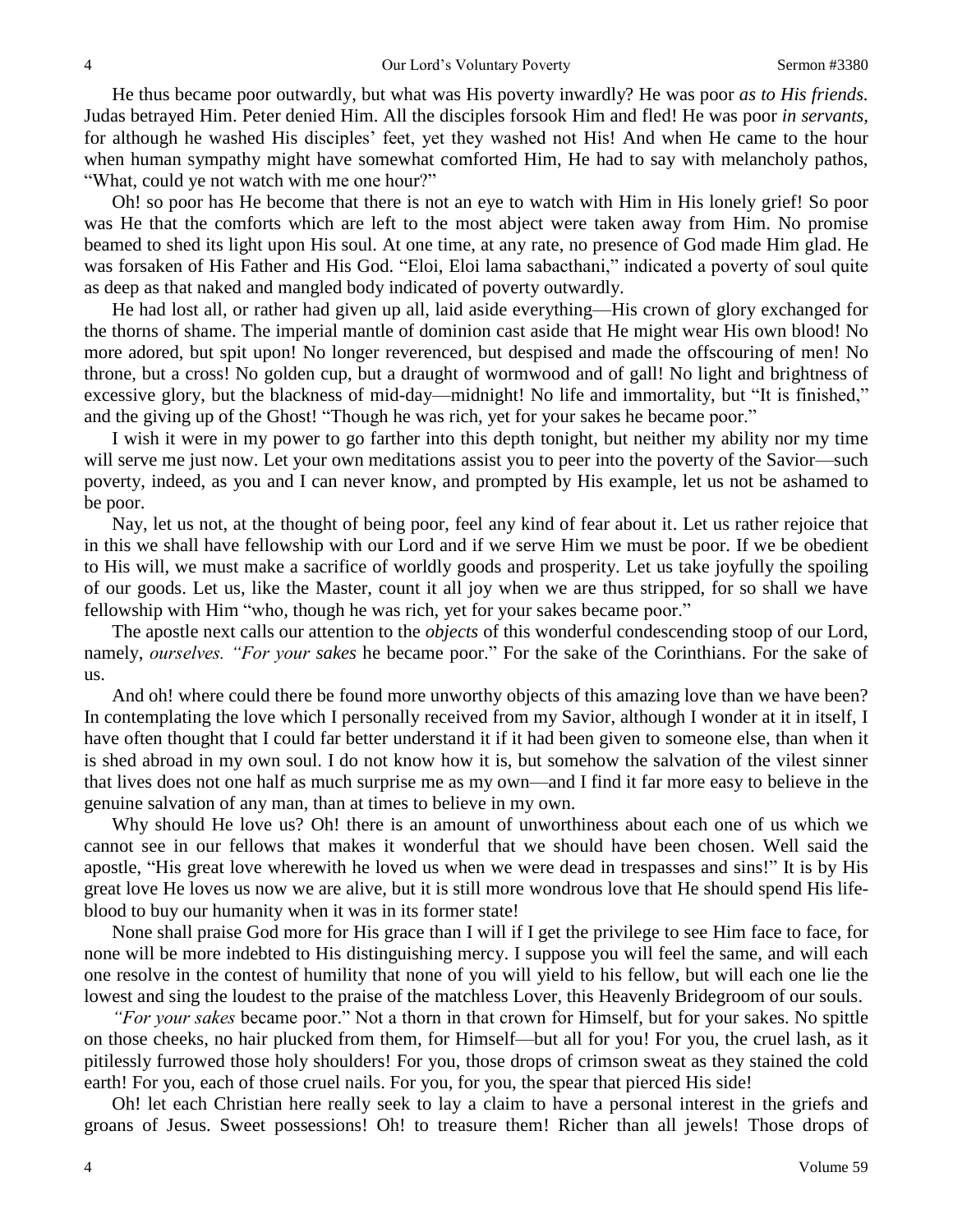He thus became poor outwardly, but what was His poverty inwardly? He was poor *as to His friends.* Judas betrayed Him. Peter denied Him. All the disciples forsook Him and fled! He was poor *in servants,* for although he washed His disciples' feet, yet they washed not His! And when He came to the hour when human sympathy might have somewhat comforted Him, He had to say with melancholy pathos, "What, could ye not watch with me one hour?"

Oh! so poor has He become that there is not an eye to watch with Him in His lonely grief! So poor was He that the comforts which are left to the most abject were taken away from Him. No promise beamed to shed its light upon His soul. At one time, at any rate, no presence of God made Him glad. He was forsaken of His Father and His God. "Eloi, Eloi lama sabacthani," indicated a poverty of soul quite as deep as that naked and mangled body indicated of poverty outwardly.

He had lost all, or rather had given up all, laid aside everything—His crown of glory exchanged for the thorns of shame. The imperial mantle of dominion cast aside that He might wear His own blood! No more adored, but spit upon! No longer reverenced, but despised and made the offscouring of men! No throne, but a cross! No golden cup, but a draught of wormwood and of gall! No light and brightness of excessive glory, but the blackness of mid-day—midnight! No life and immortality, but "It is finished," and the giving up of the Ghost! "Though he was rich, yet for your sakes he became poor."

I wish it were in my power to go farther into this depth tonight, but neither my ability nor my time will serve me just now. Let your own meditations assist you to peer into the poverty of the Savior—such poverty, indeed, as you and I can never know, and prompted by His example, let us not be ashamed to be poor.

Nay, let us not, at the thought of being poor, feel any kind of fear about it. Let us rather rejoice that in this we shall have fellowship with our Lord and if we serve Him we must be poor. If we be obedient to His will, we must make a sacrifice of worldly goods and prosperity. Let us take joyfully the spoiling of our goods. Let us, like the Master, count it all joy when we are thus stripped, for so shall we have fellowship with Him "who, though he was rich, yet for your sakes became poor."

The apostle next calls our attention to the *objects* of this wonderful condescending stoop of our Lord, namely, *ourselves. "For your sakes* he became poor." For the sake of the Corinthians. For the sake of us.

And oh! where could there be found more unworthy objects of this amazing love than we have been? In contemplating the love which I personally received from my Savior, although I wonder at it in itself, I have often thought that I could far better understand it if it had been given to someone else, than when it is shed abroad in my own soul. I do not know how it is, but somehow the salvation of the vilest sinner that lives does not one half as much surprise me as my own—and I find it far more easy to believe in the genuine salvation of any man, than at times to believe in my own.

Why should He love us? Oh! there is an amount of unworthiness about each one of us which we cannot see in our fellows that makes it wonderful that we should have been chosen. Well said the apostle, "His great love wherewith he loved us when we were dead in trespasses and sins!" It is by His great love He loves us now we are alive, but it is still more wondrous love that He should spend His life-blood to buy our humanity when it was in its former state!

None shall praise God more for His grace than I will if I get the privilege to see Him face to face, for none will be more indebted to His distinguishing mercy. I suppose you will feel the same, and will each one resolve in the contest of humility that none of you will yield to his fellow, but will each one lie the lowest and sing the loudest to the praise of the matchless Lover, this Heavenly Bridegroom of our souls.

*"For your sakes* became poor." Not a thorn in that crown for Himself, but for your sakes. No spittle on those cheeks, no hair plucked from them, for Himself—but all for you! For you, the cruel lash, as it pitilessly furrowed those holy shoulders! For you, those drops of crimson sweat as they stained the cold earth! For you, each of those cruel nails. For you, for you, the spear that pierced His side!

Oh! let each Christian here really seek to lay a claim to have a personal interest in the griefs and groans of Jesus. Sweet possessions! Oh! to treasure them! Richer than all jewels! Those drops of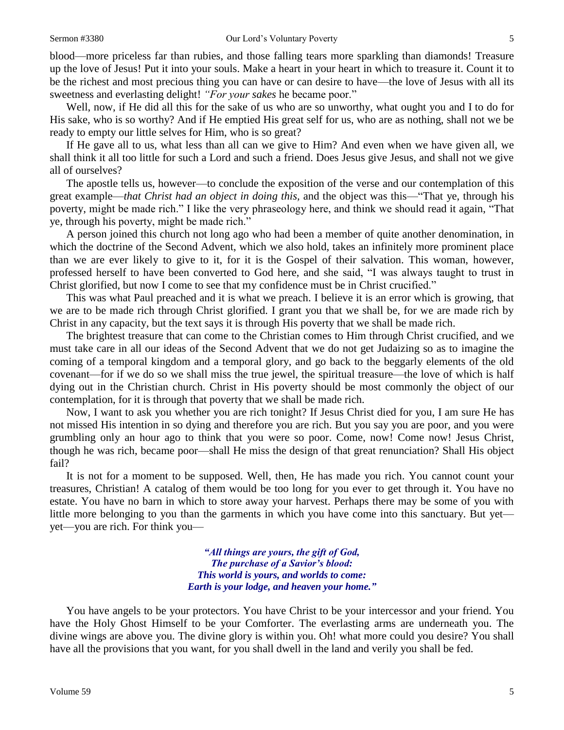blood—more priceless far than rubies, and those falling tears more sparkling than diamonds! Treasure up the love of Jesus! Put it into your souls. Make a heart in your heart in which to treasure it. Count it to be the richest and most precious thing you can have or can desire to have—the love of Jesus with all its sweetness and everlasting delight! *"For your sakes* he became poor."

Well, now, if He did all this for the sake of us who are so unworthy, what ought you and I to do for His sake, who is so worthy? And if He emptied His great self for us, who are as nothing, shall not we be ready to empty our little selves for Him, who is so great?

If He gave all to us, what less than all can we give to Him? And even when we have given all, we shall think it all too little for such a Lord and such a friend. Does Jesus give Jesus, and shall not we give all of ourselves?

The apostle tells us, however—to conclude the exposition of the verse and our contemplation of this great example—*that Christ had an object in doing this,* and the object was this—"That ye, through his poverty, might be made rich." I like the very phraseology here, and think we should read it again, "That ye, through his poverty, might be made rich."

A person joined this church not long ago who had been a member of quite another denomination, in which the doctrine of the Second Advent, which we also hold, takes an infinitely more prominent place than we are ever likely to give to it, for it is the Gospel of their salvation. This woman, however, professed herself to have been converted to God here, and she said, "I was always taught to trust in Christ glorified, but now I come to see that my confidence must be in Christ crucified."

This was what Paul preached and it is what we preach. I believe it is an error which is growing, that we are to be made rich through Christ glorified. I grant you that we shall be, for we are made rich by Christ in any capacity, but the text says it is through His poverty that we shall be made rich.

The brightest treasure that can come to the Christian comes to Him through Christ crucified, and we must take care in all our ideas of the Second Advent that we do not get Judaizing so as to imagine the coming of a temporal kingdom and a temporal glory, and go back to the beggarly elements of the old covenant—for if we do so we shall miss the true jewel, the spiritual treasure—the love of which is half dying out in the Christian church. Christ in His poverty should be most commonly the object of our contemplation, for it is through that poverty that we shall be made rich.

Now, I want to ask you whether you are rich tonight? If Jesus Christ died for you, I am sure He has not missed His intention in so dying and therefore you are rich. But you say you are poor, and you were grumbling only an hour ago to think that you were so poor. Come, now! Come now! Jesus Christ, though he was rich, became poor—shall He miss the design of that great renunciation? Shall His object fail?

It is not for a moment to be supposed. Well, then, He has made you rich. You cannot count your treasures, Christian! A catalog of them would be too long for you ever to get through it. You have no estate. You have no barn in which to store away your harvest. Perhaps there may be some of you with little more belonging to you than the garments in which you have come into this sanctuary. But yet—yet—you are rich. For think you—

*"All things are yours, the gift of God,*
*The purchase of a Savior's blood:*
*This world is yours, and worlds to come:*
*Earth is your lodge, and heaven your home."*

You have angels to be your protectors. You have Christ to be your intercessor and your friend. You have the Holy Ghost Himself to be your Comforter. The everlasting arms are underneath you. The divine wings are above you. The divine glory is within you. Oh! what more could you desire? You shall have all the provisions that you want, for you shall dwell in the land and verily you shall be fed.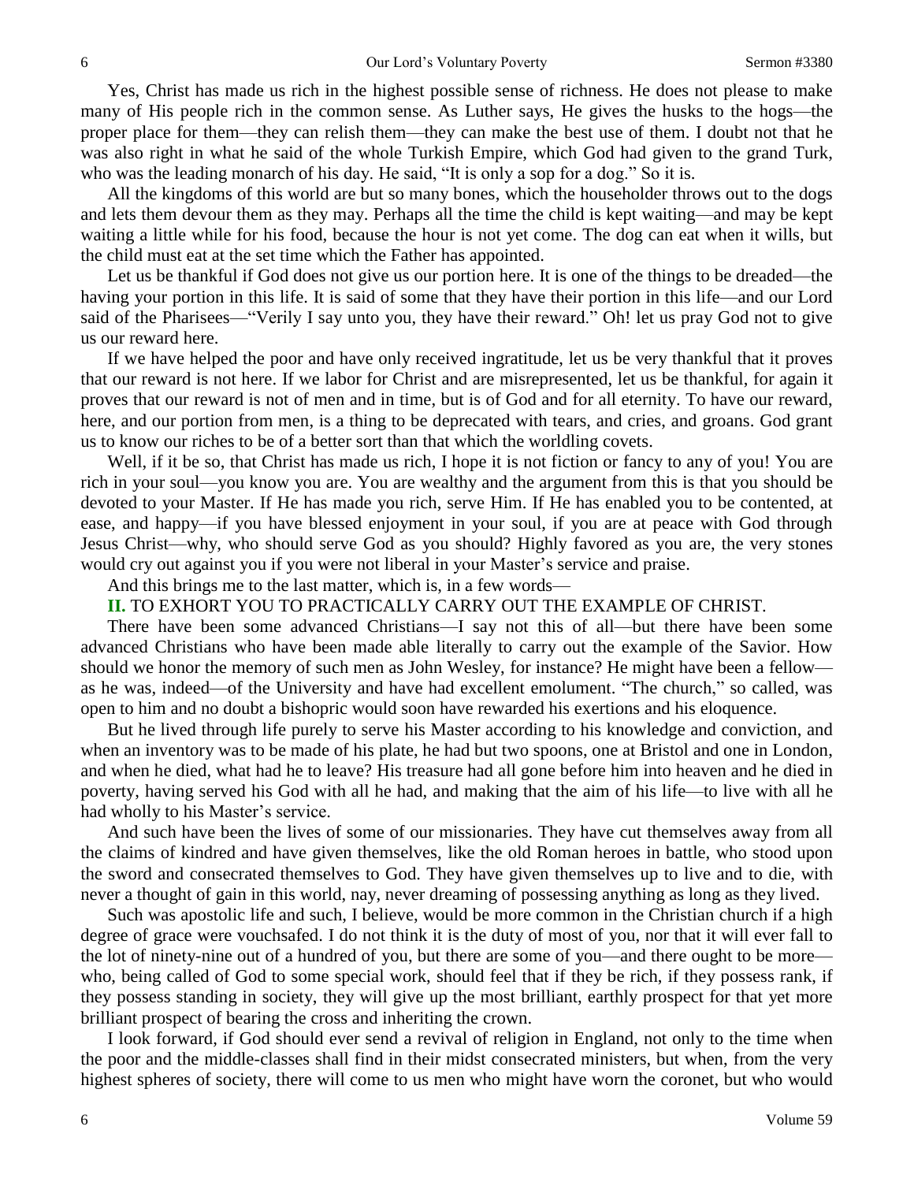Yes, Christ has made us rich in the highest possible sense of richness. He does not please to make many of His people rich in the common sense. As Luther says, He gives the husks to the hogs—the proper place for them—they can relish them—they can make the best use of them. I doubt not that he was also right in what he said of the whole Turkish Empire, which God had given to the grand Turk, who was the leading monarch of his day. He said, "It is only a sop for a dog." So it is.

All the kingdoms of this world are but so many bones, which the householder throws out to the dogs and lets them devour them as they may. Perhaps all the time the child is kept waiting—and may be kept waiting a little while for his food, because the hour is not yet come. The dog can eat when it wills, but the child must eat at the set time which the Father has appointed.

Let us be thankful if God does not give us our portion here. It is one of the things to be dreaded—the having your portion in this life. It is said of some that they have their portion in this life—and our Lord said of the Pharisees—"Verily I say unto you, they have their reward." Oh! let us pray God not to give us our reward here.

If we have helped the poor and have only received ingratitude, let us be very thankful that it proves that our reward is not here. If we labor for Christ and are misrepresented, let us be thankful, for again it proves that our reward is not of men and in time, but is of God and for all eternity. To have our reward, here, and our portion from men, is a thing to be deprecated with tears, and cries, and groans. God grant us to know our riches to be of a better sort than that which the worldling covets.

Well, if it be so, that Christ has made us rich, I hope it is not fiction or fancy to any of you! You are rich in your soul—you know you are. You are wealthy and the argument from this is that you should be devoted to your Master. If He has made you rich, serve Him. If He has enabled you to be contented, at ease, and happy—if you have blessed enjoyment in your soul, if you are at peace with God through Jesus Christ—why, who should serve God as you should? Highly favored as you are, the very stones would cry out against you if you were not liberal in your Master's service and praise.

And this brings me to the last matter, which is, in a few words—

**II.** TO EXHORT YOU TO PRACTICALLY CARRY OUT THE EXAMPLE OF CHRIST.

There have been some advanced Christians—I say not this of all—but there have been some advanced Christians who have been made able literally to carry out the example of the Savior. How should we honor the memory of such men as John Wesley, for instance? He might have been a fellow—as he was, indeed—of the University and have had excellent emolument. "The church," so called, was open to him and no doubt a bishopric would soon have rewarded his exertions and his eloquence.

But he lived through life purely to serve his Master according to his knowledge and conviction, and when an inventory was to be made of his plate, he had but two spoons, one at Bristol and one in London, and when he died, what had he to leave? His treasure had all gone before him into heaven and he died in poverty, having served his God with all he had, and making that the aim of his life—to live with all he had wholly to his Master's service.

And such have been the lives of some of our missionaries. They have cut themselves away from all the claims of kindred and have given themselves, like the old Roman heroes in battle, who stood upon the sword and consecrated themselves to God. They have given themselves up to live and to die, with never a thought of gain in this world, nay, never dreaming of possessing anything as long as they lived.

Such was apostolic life and such, I believe, would be more common in the Christian church if a high degree of grace were vouchsafed. I do not think it is the duty of most of you, nor that it will ever fall to the lot of ninety-nine out of a hundred of you, but there are some of you—and there ought to be more—who, being called of God to some special work, should feel that if they be rich, if they possess rank, if they possess standing in society, they will give up the most brilliant, earthly prospect for that yet more brilliant prospect of bearing the cross and inheriting the crown.

I look forward, if God should ever send a revival of religion in England, not only to the time when the poor and the middle-classes shall find in their midst consecrated ministers, but when, from the very highest spheres of society, there will come to us men who might have worn the coronet, but who would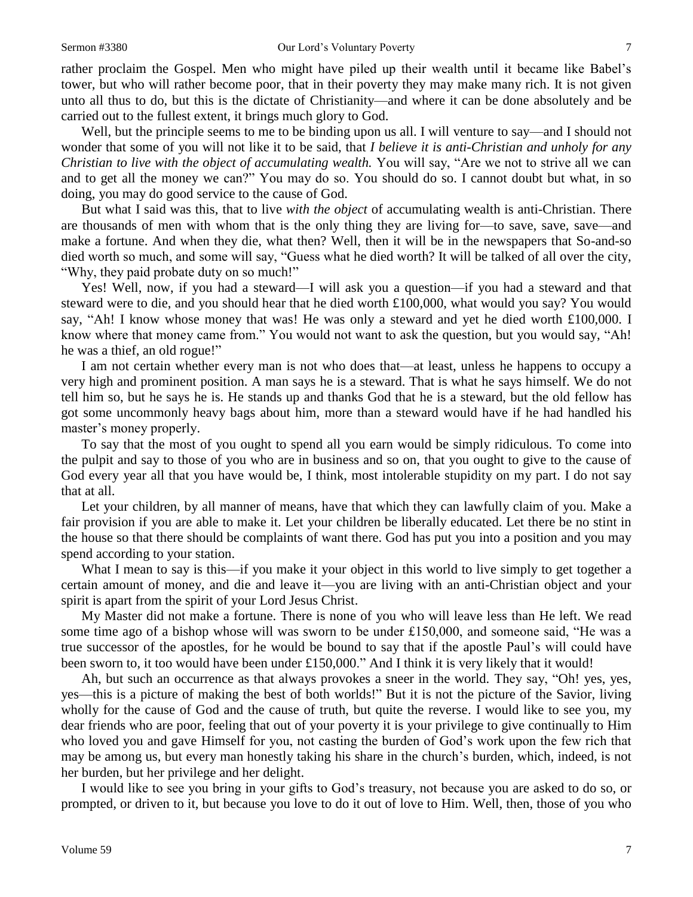rather proclaim the Gospel. Men who might have piled up their wealth until it became like Babel's tower, but who will rather become poor, that in their poverty they may make many rich. It is not given unto all thus to do, but this is the dictate of Christianity—and where it can be done absolutely and be carried out to the fullest extent, it brings much glory to God.

Well, but the principle seems to me to be binding upon us all. I will venture to say—and I should not wonder that some of you will not like it to be said, that *I believe it is anti-Christian and unholy for any Christian to live with the object of accumulating wealth.* You will say, "Are we not to strive all we can and to get all the money we can?" You may do so. You should do so. I cannot doubt but what, in so doing, you may do good service to the cause of God.

But what I said was this, that to live *with the object* of accumulating wealth is anti-Christian. There are thousands of men with whom that is the only thing they are living for—to save, save, save—and make a fortune. And when they die, what then? Well, then it will be in the newspapers that So-and-so died worth so much, and some will say, "Guess what he died worth? It will be talked of all over the city, "Why, they paid probate duty on so much!"

Yes! Well, now, if you had a steward—I will ask you a question—if you had a steward and that steward were to die, and you should hear that he died worth £100,000, what would you say? You would say, "Ah! I know whose money that was! He was only a steward and yet he died worth £100,000. I know where that money came from." You would not want to ask the question, but you would say, "Ah! he was a thief, an old rogue!"

I am not certain whether every man is not who does that—at least, unless he happens to occupy a very high and prominent position. A man says he is a steward. That is what he says himself. We do not tell him so, but he says he is. He stands up and thanks God that he is a steward, but the old fellow has got some uncommonly heavy bags about him, more than a steward would have if he had handled his master's money properly.

To say that the most of you ought to spend all you earn would be simply ridiculous. To come into the pulpit and say to those of you who are in business and so on, that you ought to give to the cause of God every year all that you have would be, I think, most intolerable stupidity on my part. I do not say that at all.

Let your children, by all manner of means, have that which they can lawfully claim of you. Make a fair provision if you are able to make it. Let your children be liberally educated. Let there be no stint in the house so that there should be complaints of want there. God has put you into a position and you may spend according to your station.

What I mean to say is this—if you make it your object in this world to live simply to get together a certain amount of money, and die and leave it—you are living with an anti-Christian object and your spirit is apart from the spirit of your Lord Jesus Christ.

My Master did not make a fortune. There is none of you who will leave less than He left. We read some time ago of a bishop whose will was sworn to be under £150,000, and someone said, "He was a true successor of the apostles, for he would be bound to say that if the apostle Paul's will could have been sworn to, it too would have been under £150,000." And I think it is very likely that it would!

Ah, but such an occurrence as that always provokes a sneer in the world. They say, "Oh! yes, yes, yes—this is a picture of making the best of both worlds!" But it is not the picture of the Savior, living wholly for the cause of God and the cause of truth, but quite the reverse. I would like to see you, my dear friends who are poor, feeling that out of your poverty it is your privilege to give continually to Him who loved you and gave Himself for you, not casting the burden of God's work upon the few rich that may be among us, but every man honestly taking his share in the church's burden, which, indeed, is not her burden, but her privilege and her delight.

I would like to see you bring in your gifts to God's treasury, not because you are asked to do so, or prompted, or driven to it, but because you love to do it out of love to Him. Well, then, those of you who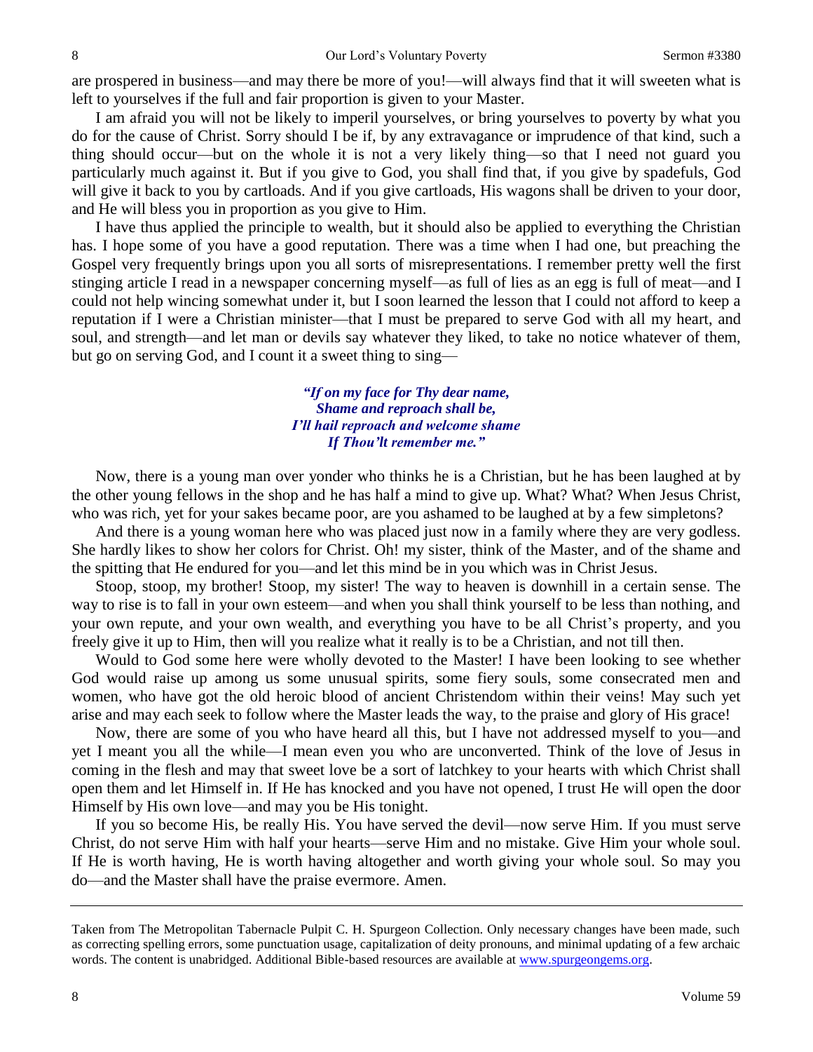are prospered in business—and may there be more of you!—will always find that it will sweeten what is left to yourselves if the full and fair proportion is given to your Master.

I am afraid you will not be likely to imperil yourselves, or bring yourselves to poverty by what you do for the cause of Christ. Sorry should I be if, by any extravagance or imprudence of that kind, such a thing should occur—but on the whole it is not a very likely thing—so that I need not guard you particularly much against it. But if you give to God, you shall find that, if you give by spadefuls, God will give it back to you by cartloads. And if you give cartloads, His wagons shall be driven to your door, and He will bless you in proportion as you give to Him.

I have thus applied the principle to wealth, but it should also be applied to everything the Christian has. I hope some of you have a good reputation. There was a time when I had one, but preaching the Gospel very frequently brings upon you all sorts of misrepresentations. I remember pretty well the first stinging article I read in a newspaper concerning myself—as full of lies as an egg is full of meat—and I could not help wincing somewhat under it, but I soon learned the lesson that I could not afford to keep a reputation if I were a Christian minister—that I must be prepared to serve God with all my heart, and soul, and strength—and let man or devils say whatever they liked, to take no notice whatever of them, but go on serving God, and I count it a sweet thing to sing—

*"If on my face for Thy dear name,*
*Shame and reproach shall be,*
*I'll hail reproach and welcome shame*
*If Thou'lt remember me."*

Now, there is a young man over yonder who thinks he is a Christian, but he has been laughed at by the other young fellows in the shop and he has half a mind to give up. What? What? When Jesus Christ, who was rich, yet for your sakes became poor, are you ashamed to be laughed at by a few simpletons?

And there is a young woman here who was placed just now in a family where they are very godless. She hardly likes to show her colors for Christ. Oh! my sister, think of the Master, and of the shame and the spitting that He endured for you—and let this mind be in you which was in Christ Jesus.

Stoop, stoop, my brother! Stoop, my sister! The way to heaven is downhill in a certain sense. The way to rise is to fall in your own esteem—and when you shall think yourself to be less than nothing, and your own repute, and your own wealth, and everything you have to be all Christ's property, and you freely give it up to Him, then will you realize what it really is to be a Christian, and not till then.

Would to God some here were wholly devoted to the Master! I have been looking to see whether God would raise up among us some unusual spirits, some fiery souls, some consecrated men and women, who have got the old heroic blood of ancient Christendom within their veins! May such yet arise and may each seek to follow where the Master leads the way, to the praise and glory of His grace!

Now, there are some of you who have heard all this, but I have not addressed myself to you—and yet I meant you all the while—I mean even you who are unconverted. Think of the love of Jesus in coming in the flesh and may that sweet love be a sort of latchkey to your hearts with which Christ shall open them and let Himself in. If He has knocked and you have not opened, I trust He will open the door Himself by His own love—and may you be His tonight.

If you so become His, be really His. You have served the devil—now serve Him. If you must serve Christ, do not serve Him with half your hearts—serve Him and no mistake. Give Him your whole soul. If He is worth having, He is worth having altogether and worth giving your whole soul. So may you do—and the Master shall have the praise evermore. Amen.

---

Taken from The Metropolitan Tabernacle Pulpit C. H. Spurgeon Collection. Only necessary changes have been made, such as correcting spelling errors, some punctuation usage, capitalization of deity pronouns, and minimal updating of a few archaic words. The content is unabridged. Additional Bible-based resources are available at www.spurgeongems.org.